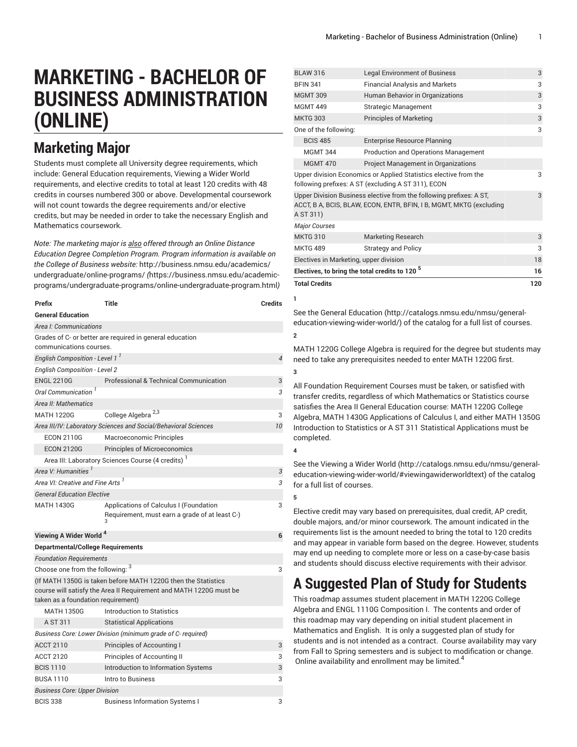# MARKETING - BACHELOR OF BUSINESS ADMINISTRATION (ONLINE)

## Marketing Major

Students must complete all University degree requirements, which include: General Education requirements, Viewing a Wider World requirements, and elective credits to total at least 120 credits with 48 credits in courses numbered 300 or above. Developmental coursework will not count towards the degree requirements and/or elective credits, but may be needed in order to take the necessary English and Mathematics coursework.

*Note: The marketing major is also offered through an Online Distance Education Degree Completion Program. Program information is available on the College of Business website:* http://business.nmsu.edu/academics/undergraduate/online-programs/ *(*https://business.nmsu.edu/academic-programs/undergraduate-programs/online-undergraduate-program.html*)*

| Prefix | Title | Credits |
|---|---|---|
| **General Education** | | |
| *Area I: Communications* | | |
| Grades of C- or better are required in general education communications courses. | | |
| *English Composition - Level 1* [1] | | *4* |
| *English Composition - Level 2* | | |
| ENGL 2210G | Professional & Technical Communication | 3 |
| *Oral Communication* [1] | | *3* |
| *Area II: Mathematics* | | |
| MATH 1220G | College Algebra [2,3] | 3 |
| *Area III/IV: Laboratory Sciences and Social/Behavioral Sciences* | | *10* |
| ECON 2110G | Macroeconomic Principles | |
| ECON 2120G | Principles of Microeconomics | |
| Area III: Laboratory Sciences Course (4 credits) [1] | | |
| *Area V: Humanities* [1] | | *3* |
| *Area VI: Creative and Fine Arts* [1] | | *3* |
| *General Education Elective* | | |
| MATH 1430G | Applications of Calculus I (Foundation Requirement, must earn a grade of at least C-) [3] | 3 |
| **Viewing A Wider World** [4] | | **6** |
| **Departmental/College Requirements** | | |
| *Foundation Requirements* | | |
| Choose one from the following: [3] | | 3 |
| (If MATH 1350G is taken before MATH 1220G then the Statistics course will satisfy the Area II Requirement and MATH 1220G must be taken as a foundation requirement) | | |
| MATH 1350G | Introduction to Statistics | |
| A ST 311 | Statistical Applications | |
| *Business Core: Lower Division (minimum grade of C- required)* | | |
| ACCT 2110 | Principles of Accounting I | 3 |
| ACCT 2120 | Principles of Accounting II | 3 |
| BCIS 1110 | Introduction to Information Systems | 3 |
| BUSA 1110 | Intro to Business | 3 |
| *Business Core: Upper Division* | | |
| BCIS 338 | Business Information Systems I | 3 |
| BLAW 316 | Legal Environment of Business | 3 |
| BFIN 341 | Financial Analysis and Markets | 3 |
| MGMT 309 | Human Behavior in Organizations | 3 |
| MGMT 449 | Strategic Management | 3 |
| MKTG 303 | Principles of Marketing | 3 |
| One of the following: | | 3 |
| BCIS 485 | Enterprise Resource Planning | |
| MGMT 344 | Production and Operations Management | |
| MGMT 470 | Project Management in Organizations | |
| Upper division Economics or Applied Statistics elective from the following prefixes: A ST (excluding A ST 311), ECON | | 3 |
| Upper Division Business elective from the following prefixes: A ST, ACCT, B A, BCIS, BLAW, ECON, ENTR, BFIN, I B, MGMT, MKTG (excluding A ST 311) | | 3 |
| *Major Courses* | | |
| MKTG 310 | Marketing Research | 3 |
| MKTG 489 | Strategy and Policy | 3 |
| Electives in Marketing, upper division | | 18 |
| **Electives, to bring the total credits to 120** [5] | | **16** |
| **Total Credits** | | **120** |

**1**

See the General Education (http://catalogs.nmsu.edu/nmsu/general-education-viewing-wider-world/) of the catalog for a full list of courses.

**2**

MATH 1220G College Algebra is required for the degree but students may need to take any prerequisites needed to enter MATH 1220G first.

**3**

All Foundation Requirement Courses must be taken, or satisfied with transfer credits, regardless of which Mathematics or Statistics course satisfies the Area II General Education course: MATH 1220G College Algebra, MATH 1430G Applications of Calculus I, and either MATH 1350G Introduction to Statistics or A ST 311 Statistical Applications must be completed.

**4**

See the Viewing a Wider World (http://catalogs.nmsu.edu/nmsu/general-education-viewing-wider-world/#viewingawiderworldtext) of the catalog for a full list of courses.

**5**

Elective credit may vary based on prerequisites, dual credit, AP credit, double majors, and/or minor coursework. The amount indicated in the requirements list is the amount needed to bring the total to 120 credits and may appear in variable form based on the degree. However, students may end up needing to complete more or less on a case-by-case basis and students should discuss elective requirements with their advisor.

## A Suggested Plan of Study for Students

This roadmap assumes student placement in MATH 1220G College Algebra and ENGL 1110G Composition I. The contents and order of this roadmap may vary depending on initial student placement in Mathematics and English. It is only a suggested plan of study for students and is not intended as a contract. Course availability may vary from Fall to Spring semesters and is subject to modification or change. Online availability and enrollment may be limited.[4]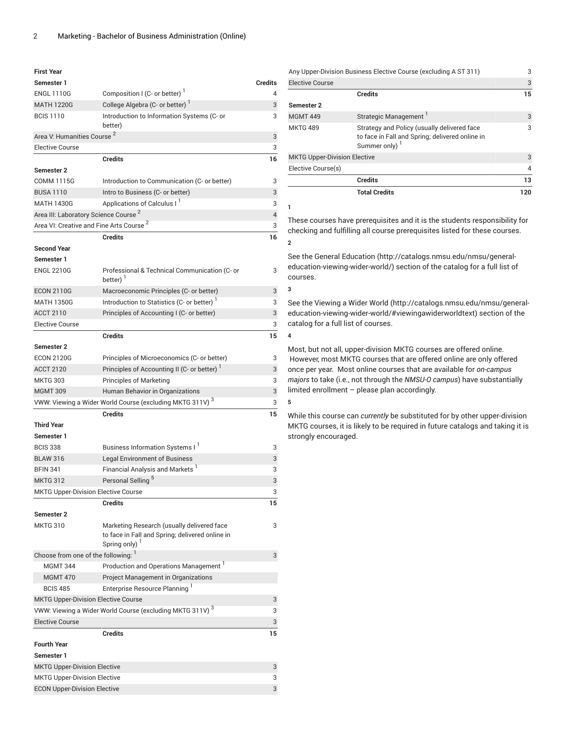| | | |
|---|---|---|
| **First Year** | | |
| **Semester 1** | | **Credits** |
| ENGL 1110G | Composition I (C- or better) [1] | 4 |
| MATH 1220G | College Algebra (C- or better) [1] | 3 |
| BCIS 1110 | Introduction to Information Systems (C- or better) | 3 |
| Area V: Humanities Course [2] | | 3 |
| Elective Course | | 3 |
| | **Credits** | **16** |
| **Semester 2** | | |
| COMM 1115G | Introduction to Communication (C- or better) | 3 |
| BUSA 1110 | Intro to Business (C- or better) | 3 |
| MATH 1430G | Applications of Calculus I [1] | 3 |
| Area III: Laboratory Science Course [2] | | 4 |
| Area VI: Creative and Fine Arts Course [2] | | 3 |
| | **Credits** | **16** |
| **Second Year** | | |
| **Semester 1** | | |
| ENGL 2210G | Professional & Technical Communication (C- or better) [1] | 3 |
| ECON 2110G | Macroeconomic Principles (C- or better) | 3 |
| MATH 1350G | Introduction to Statistics (C- or better) [1] | 3 |
| ACCT 2110 | Principles of Accounting I (C- or better) | 3 |
| Elective Course | | 3 |
| | **Credits** | **15** |
| **Semester 2** | | |
| ECON 2120G | Principles of Microeconomics (C- or better) | 3 |
| ACCT 2120 | Principles of Accounting II (C- or better) [1] | 3 |
| MKTG 303 | Principles of Marketing | 3 |
| MGMT 309 | Human Behavior in Organizations | 3 |
| VWW: Viewing a Wider World Course (excluding MKTG 311V) [3] | | 3 |
| | **Credits** | **15** |
| **Third Year** | | |
| **Semester 1** | | |
| BCIS 338 | Business Information Systems I [1] | 3 |
| BLAW 316 | Legal Environment of Business | 3 |
| BFIN 341 | Financial Analysis and Markets [1] | 3 |
| MKTG 312 | Personal Selling [5] | 3 |
| MKTG Upper-Division Elective Course | | 3 |
| | **Credits** | **15** |
| **Semester 2** | | |
| MKTG 310 | Marketing Research (usually delivered face to face in Fall and Spring; delivered online in Spring only) [1] | 3 |
| Choose from one of the following: [1] | | 3 |
| MGMT 344 | Production and Operations Management [1] | |
| MGMT 470 | Project Management in Organizations | |
| BCIS 485 | Enterprise Resource Planning [1] | |
| MKTG Upper-Division Elective Course | | 3 |
| VWW: Viewing a Wider World Course (excluding MKTG 311V) [3] | | 3 |
| Elective Course | | 3 |
| | **Credits** | **15** |
| **Fourth Year** | | |
| **Semester 1** | | |
| MKTG Upper-Division Elective | | 3 |
| MKTG Upper-Division Elective | | 3 |
| ECON Upper-Division Elective | | 3 |
| Any Upper-Division Business Elective Course (excluding A ST 311) | | 3 |
| Elective Course | | 3 |
| | **Credits** | **15** |
| **Semester 2** | | |
| MGMT 449 | Strategic Management [1] | 3 |
| MKTG 489 | Strategy and Policy (usually delivered face to face in Fall and Spring; delivered online in Summer only) [1] | 3 |
| MKTG Upper-Division Elective | | 3 |
| Elective Course(s) | | 4 |
| | **Credits** | **13** |
| | **Total Credits** | **120** |

**1**

These courses have prerequisites and it is the students responsibility for checking and fulfilling all course prerequisites listed for these courses.

**2**

See the General Education (http://catalogs.nmsu.edu/nmsu/general-education-viewing-wider-world/) section of the catalog for a full list of courses.

**3**

See the Viewing a Wider World (http://catalogs.nmsu.edu/nmsu/general-education-viewing-wider-world/#viewingawiderworldtext) section of the catalog for a full list of courses.

**4**

Most, but not all, upper-division MKTG courses are offered online. However, most MKTG courses that are offered online are only offered once per year. Most online courses that are available for *on-campus majors* to take (i.e., not through the *NMSU-O campus*) have substantially limited enrollment – please plan accordingly.

**5**

While this course can *currently* be substituted for by other upper-division MKTG courses, it is likely to be required in future catalogs and taking it is strongly encouraged.